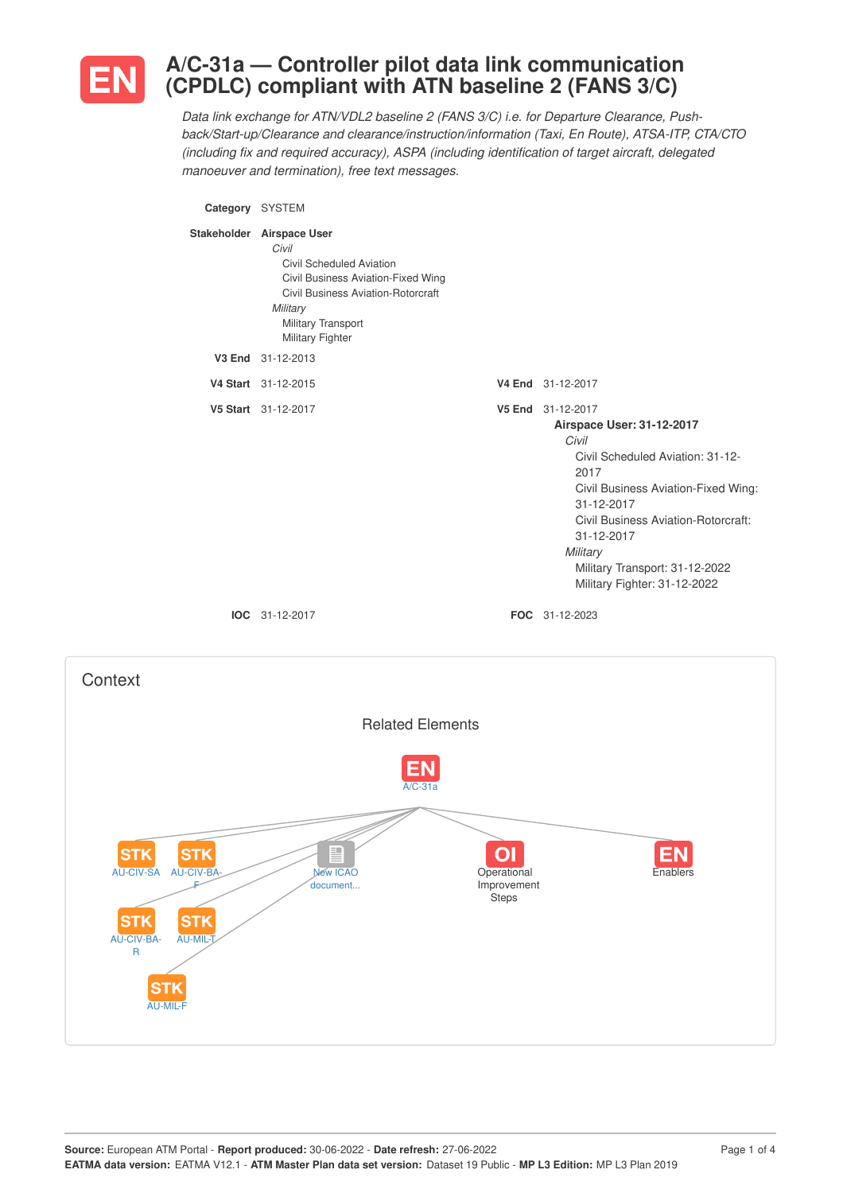# EN A/C-31a — Controller pilot data link communication (CPDLC) compliant with ATN baseline 2 (FANS 3/C)

*Data link exchange for ATN/VDL2 baseline 2 (FANS 3/C) i.e. for Departure Clearance, Push-back/Start-up/Clearance and clearance/instruction/information (Taxi, En Route), ATSA-ITP, CTA/CTO (including fix and required accuracy), ASPA (including identification of target aircraft, delegated manoeuver and termination), free text messages.*

**Category** SYSTEM

**Stakeholder** **Airspace User**
- *Civil*
  - Civil Scheduled Aviation
  - Civil Business Aviation-Fixed Wing
  - Civil Business Aviation-Rotorcraft
- *Military*
  - Military Transport
  - Military Fighter

**V3 End** 31-12-2013

**V4 Start** 31-12-2015 **V4 End** 31-12-2017

**V5 Start** 31-12-2017 **V5 End** 31-12-2017

**Airspace User: 31-12-2017**
- *Civil*
  - Civil Scheduled Aviation: 31-12-2017
  - Civil Business Aviation-Fixed Wing: 31-12-2017
  - Civil Business Aviation-Rotorcraft: 31-12-2017
- *Military*
  - Military Transport: 31-12-2022
  - Military Fighter: 31-12-2022

**IOC** 31-12-2017 **FOC** 31-12-2023

## Context

### Related Elements

EN A/C-31a

STK AU-CIV-SA, STK AU-CIV-BA-F, STK AU-CIV-BA-R, STK AU-MIL-T, STK AU-MIL-F, New ICAO document..., OI Operational Improvement Steps, EN Enablers

**Source:** European ATM Portal - **Report produced:** 30-06-2022 - **Date refresh:** 27-06-2022
**EATMA data version:** EATMA V12.1 - **ATM Master Plan data set version:** Dataset 19 Public - **MP L3 Edition:** MP L3 Plan 2019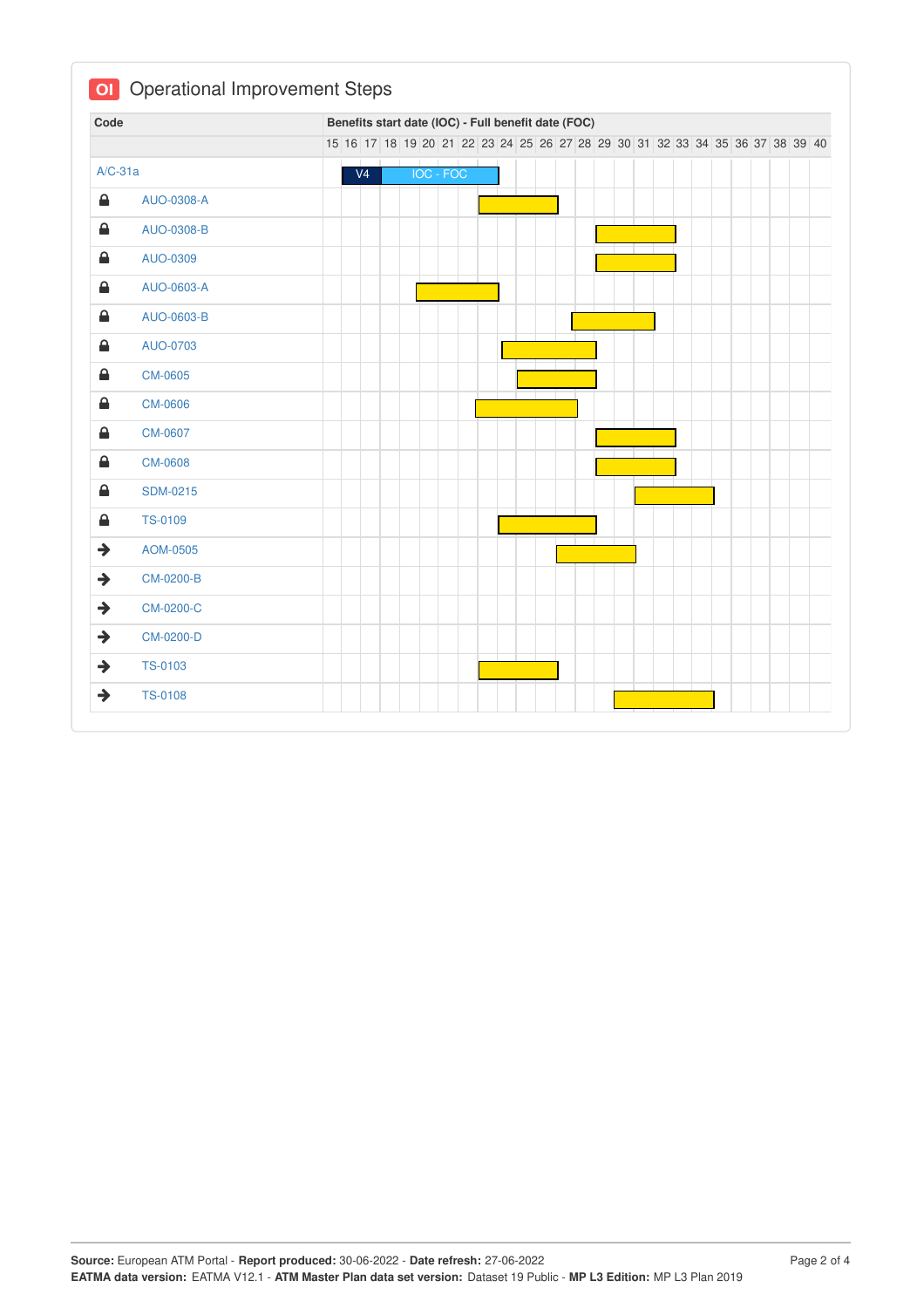## OI Operational Improvement Steps

| Code | Benefits start date (IOC) - Full benefit date (FOC) |
|---|---|
| A/C-31a | V4 / IOC - FOC: 16 – 23 |
| AUO-0308-A | 23 – 26 |
| AUO-0308-B | 29 – 32 |
| AUO-0309 | 29 – 32 |
| AUO-0603-A | 20 – 23 |
| AUO-0603-B | 28 – 31 |
| AUO-0703 | 24 – 28 |
| CM-0605 | 25 – 28 |
| CM-0606 | 23 – 27 |
| CM-0607 | 29 – 32 |
| CM-0608 | 29 – 32 |
| SDM-0215 | 31 – 34 |
| TS-0109 | 24 – 28 |
| AOM-0505 | 27 – 30 |
| CM-0200-B | |
| CM-0200-C | |
| CM-0200-D | |
| TS-0103 | 23 – 26 |
| TS-0108 | 30 – 34 |

**Source:** European ATM Portal - **Report produced:** 30-06-2022 - **Date refresh:** 27-06-2022
**EATMA data version:** EATMA V12.1 - **ATM Master Plan data set version:** Dataset 19 Public - **MP L3 Edition:** MP L3 Plan 2019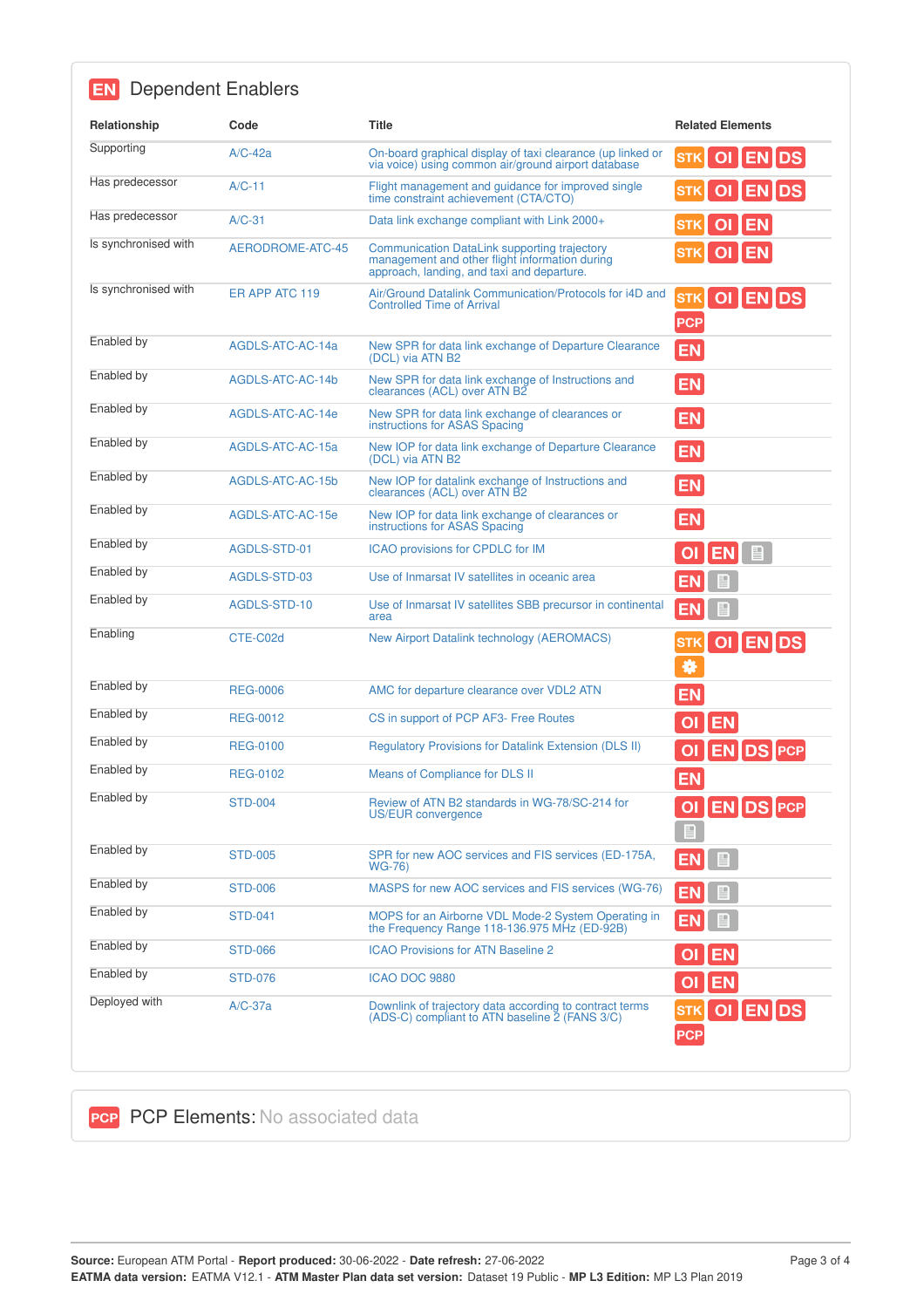## EN Dependent Enablers

| Relationship | Code | Title | Related Elements |
|---|---|---|---|
| Supporting | A/C-42a | On-board graphical display of taxi clearance (up linked or via voice) using common air/ground airport database | STK OI EN DS |
| Has predecessor | A/C-11 | Flight management and guidance for improved single time constraint achievement (CTA/CTO) | STK OI EN DS |
| Has predecessor | A/C-31 | Data link exchange compliant with Link 2000+ | STK OI EN |
| Is synchronised with | AERODROME-ATC-45 | Communication DataLink supporting trajectory management and other flight information during approach, landing, and taxi and departure. | STK OI EN |
| Is synchronised with | ER APP ATC 119 | Air/Ground Datalink Communication/Protocols for i4D and Controlled Time of Arrival | STK OI EN DS PCP |
| Enabled by | AGDLS-ATC-AC-14a | New SPR for data link exchange of Departure Clearance (DCL) via ATN B2 | EN |
| Enabled by | AGDLS-ATC-AC-14b | New SPR for data link exchange of Instructions and clearances (ACL) over ATN B2 | EN |
| Enabled by | AGDLS-ATC-AC-14e | New SPR for data link exchange of clearances or instructions for ASAS Spacing | EN |
| Enabled by | AGDLS-ATC-AC-15a | New IOP for data link exchange of Departure Clearance (DCL) via ATN B2 | EN |
| Enabled by | AGDLS-ATC-AC-15b | New IOP for datalink exchange of Instructions and clearances (ACL) over ATN B2 | EN |
| Enabled by | AGDLS-ATC-AC-15e | New IOP for data link exchange of clearances or instructions for ASAS Spacing | EN |
| Enabled by | AGDLS-STD-01 | ICAO provisions for CPDLC for IM | OI EN |
| Enabled by | AGDLS-STD-03 | Use of Inmarsat IV satellites in oceanic area | EN |
| Enabled by | AGDLS-STD-10 | Use of Inmarsat IV satellites SBB precursor in continental area | EN |
| Enabling | CTE-C02d | New Airport Datalink technology (AEROMACS) | STK OI EN DS |
| Enabled by | REG-0006 | AMC for departure clearance over VDL2 ATN | EN |
| Enabled by | REG-0012 | CS in support of PCP AF3- Free Routes | OI EN |
| Enabled by | REG-0100 | Regulatory Provisions for Datalink Extension (DLS II) | OI EN DS PCP |
| Enabled by | REG-0102 | Means of Compliance for DLS II | EN |
| Enabled by | STD-004 | Review of ATN B2 standards in WG-78/SC-214 for US/EUR convergence | OI EN DS PCP |
| Enabled by | STD-005 | SPR for new AOC services and FIS services (ED-175A, WG-76) | EN |
| Enabled by | STD-006 | MASPS for new AOC services and FIS services (WG-76) | EN |
| Enabled by | STD-041 | MOPS for an Airborne VDL Mode-2 System Operating in the Frequency Range 118-136.975 MHz (ED-92B) | EN |
| Enabled by | STD-066 | ICAO Provisions for ATN Baseline 2 | OI EN |
| Enabled by | STD-076 | ICAO DOC 9880 | OI EN |
| Deployed with | A/C-37a | Downlink of trajectory data according to contract terms (ADS-C) compliant to ATN baseline 2 (FANS 3/C) | STK OI EN DS PCP |

## PCP PCP Elements: No associated data

**Source:** European ATM Portal - **Report produced:** 30-06-2022 - **Date refresh:** 27-06-2022
**EATMA data version:** EATMA V12.1 - **ATM Master Plan data set version:** Dataset 19 Public - **MP L3 Edition:** MP L3 Plan 2019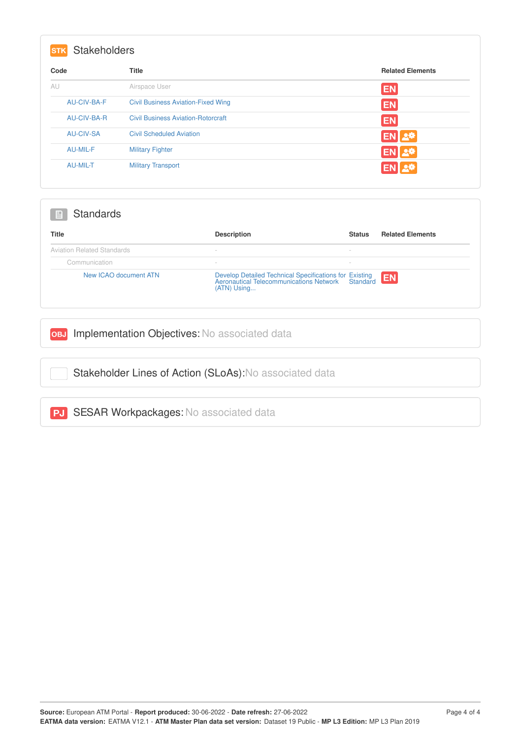## STK Stakeholders

| Code | Title | Related Elements |
|---|---|---|
| AU | Airspace User | EN |
| AU-CIV-BA-F | Civil Business Aviation-Fixed Wing | EN |
| AU-CIV-BA-R | Civil Business Aviation-Rotorcraft | EN |
| AU-CIV-SA | Civil Scheduled Aviation | EN |
| AU-MIL-F | Military Fighter | EN |
| AU-MIL-T | Military Transport | EN |

## Standards

| Title | Description | Status | Related Elements |
|---|---|---|---|
| Aviation Related Standards | - | - | |
| Communication | - | - | |
| New ICAO document ATN | Develop Detailed Technical Specifications for Aeronautical Telecommunications Network (ATN) Using... | Existing Standard | EN |

## OBJ Implementation Objectives: No associated data

## Stakeholder Lines of Action (SLoAs): No associated data

## PJ SESAR Workpackages: No associated data

**Source:** European ATM Portal - **Report produced:** 30-06-2022 - **Date refresh:** 27-06-2022
**EATMA data version:** EATMA V12.1 - **ATM Master Plan data set version:** Dataset 19 Public - **MP L3 Edition:** MP L3 Plan 2019